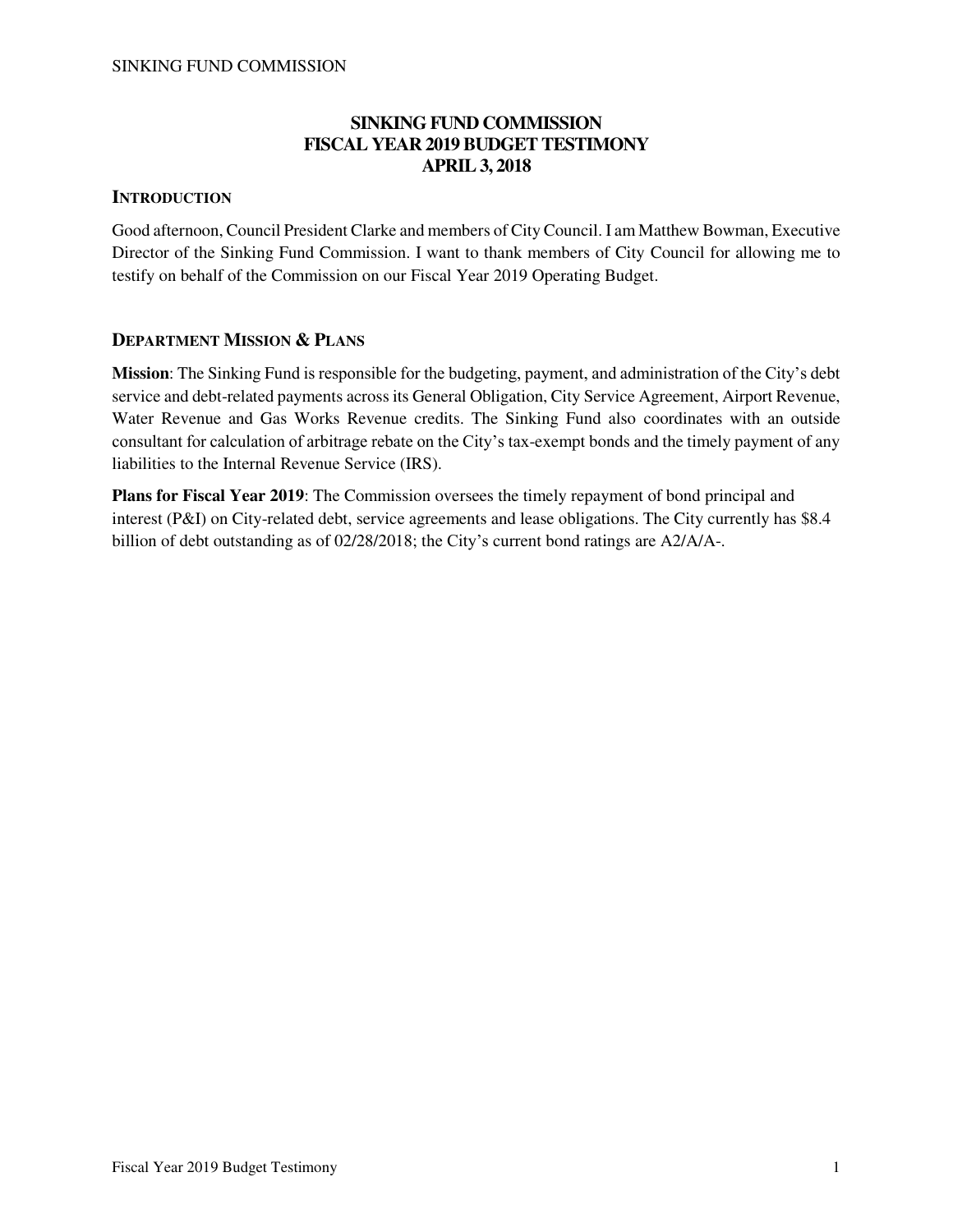# SINKING FUND COMMISSION
# FISCAL YEAR 2019 BUDGET TESTIMONY
# APRIL 3, 2018

## INTRODUCTION

Good afternoon, Council President Clarke and members of City Council. I am Matthew Bowman, Executive Director of the Sinking Fund Commission. I want to thank members of City Council for allowing me to testify on behalf of the Commission on our Fiscal Year 2019 Operating Budget.

## DEPARTMENT MISSION & PLANS

**Mission**: The Sinking Fund is responsible for the budgeting, payment, and administration of the City's debt service and debt-related payments across its General Obligation, City Service Agreement, Airport Revenue, Water Revenue and Gas Works Revenue credits. The Sinking Fund also coordinates with an outside consultant for calculation of arbitrage rebate on the City's tax-exempt bonds and the timely payment of any liabilities to the Internal Revenue Service (IRS).

**Plans for Fiscal Year 2019**: The Commission oversees the timely repayment of bond principal and interest (P&I) on City-related debt, service agreements and lease obligations. The City currently has $8.4 billion of debt outstanding as of 02/28/2018; the City's current bond ratings are A2/A/A-.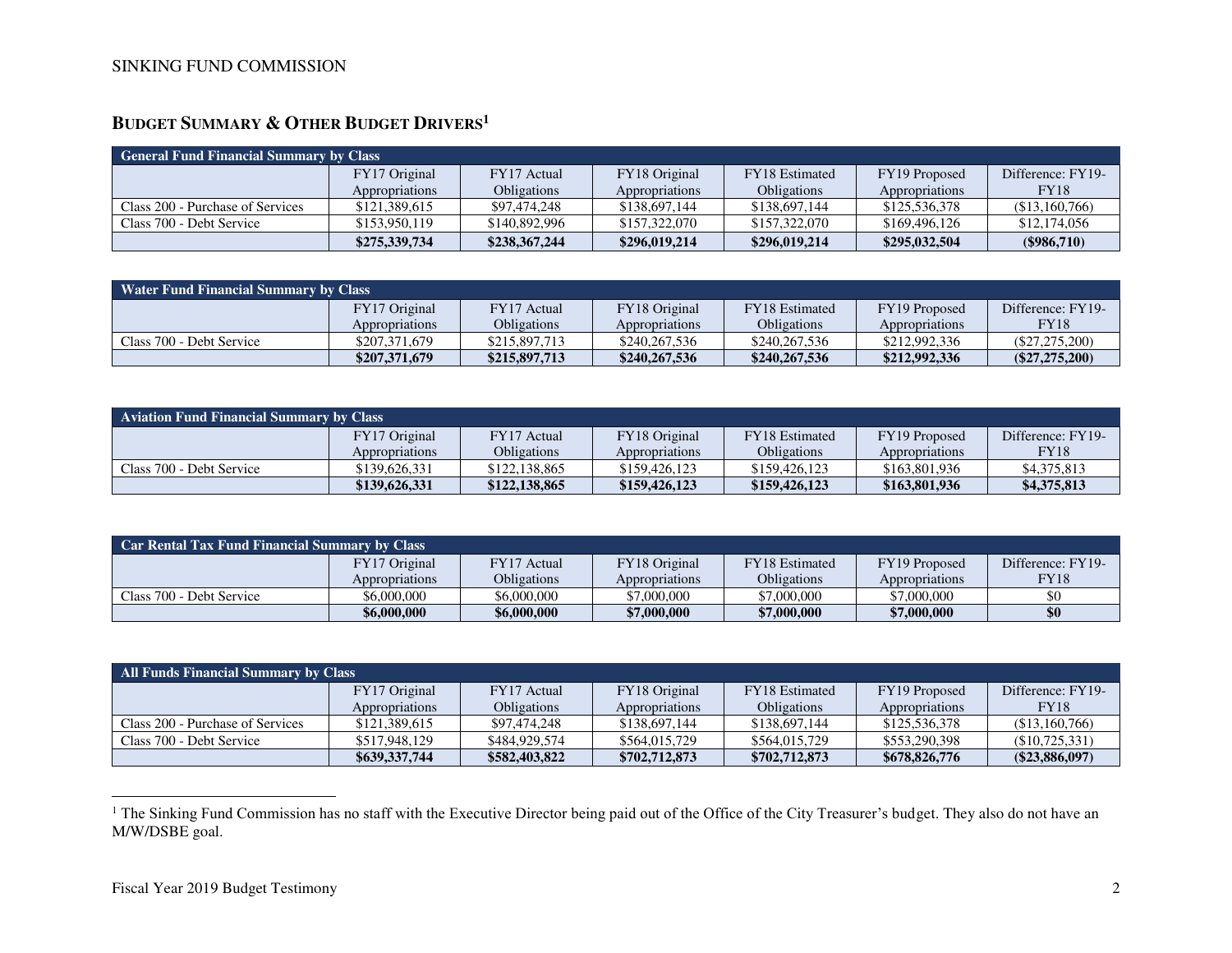SINKING FUND COMMISSION

## BUDGET SUMMARY & OTHER BUDGET DRIVERS[1]

| General Fund Financial Summary by Class | | | | | | |
|---|---|---|---|---|---|---|
| | FY17 Original Appropriations | FY17 Actual Obligations | FY18 Original Appropriations | FY18 Estimated Obligations | FY19 Proposed Appropriations | Difference: FY19-FY18 |
| Class 200 - Purchase of Services | $121,389,615 | $97,474,248 | $138,697,144 | $138,697,144 | $125,536,378 | ($13,160,766) |
| Class 700 - Debt Service | $153,950,119 | $140,892,996 | $157,322,070 | $157,322,070 | $169,496,126 | $12,174,056 |
| | **$275,339,734** | **$238,367,244** | **$296,019,214** | **$296,019,214** | **$295,032,504** | **($986,710)** |

| Water Fund Financial Summary by Class | | | | | | |
|---|---|---|---|---|---|---|
| | FY17 Original Appropriations | FY17 Actual Obligations | FY18 Original Appropriations | FY18 Estimated Obligations | FY19 Proposed Appropriations | Difference: FY19-FY18 |
| Class 700 - Debt Service | $207,371,679 | $215,897,713 | $240,267,536 | $240,267,536 | $212,992,336 | ($27,275,200) |
| | **$207,371,679** | **$215,897,713** | **$240,267,536** | **$240,267,536** | **$212,992,336** | **($27,275,200)** |

| Aviation Fund Financial Summary by Class | | | | | | |
|---|---|---|---|---|---|---|
| | FY17 Original Appropriations | FY17 Actual Obligations | FY18 Original Appropriations | FY18 Estimated Obligations | FY19 Proposed Appropriations | Difference: FY19-FY18 |
| Class 700 - Debt Service | $139,626,331 | $122,138,865 | $159,426,123 | $159,426,123 | $163,801,936 | $4,375,813 |
| | **$139,626,331** | **$122,138,865** | **$159,426,123** | **$159,426,123** | **$163,801,936** | **$4,375,813** |

| Car Rental Tax Fund Financial Summary by Class | | | | | | |
|---|---|---|---|---|---|---|
| | FY17 Original Appropriations | FY17 Actual Obligations | FY18 Original Appropriations | FY18 Estimated Obligations | FY19 Proposed Appropriations | Difference: FY19-FY18 |
| Class 700 - Debt Service | $6,000,000 | $6,000,000 | $7,000,000 | $7,000,000 | $7,000,000 | $0 |
| | **$6,000,000** | **$6,000,000** | **$7,000,000** | **$7,000,000** | **$7,000,000** | **$0** |

| All Funds Financial Summary by Class | | | | | | |
|---|---|---|---|---|---|---|
| | FY17 Original Appropriations | FY17 Actual Obligations | FY18 Original Appropriations | FY18 Estimated Obligations | FY19 Proposed Appropriations | Difference: FY19-FY18 |
| Class 200 - Purchase of Services | $121,389,615 | $97,474,248 | $138,697,144 | $138,697,144 | $125,536,378 | ($13,160,766) |
| Class 700 - Debt Service | $517,948,129 | $484,929,574 | $564,015,729 | $564,015,729 | $553,290,398 | ($10,725,331) |
| | **$639,337,744** | **$582,403,822** | **$702,712,873** | **$702,712,873** | **$678,826,776** | **($23,886,097)** |

[1] The Sinking Fund Commission has no staff with the Executive Director being paid out of the Office of the City Treasurer's budget. They also do not have an M/W/DSBE goal.

Fiscal Year 2019 Budget Testimony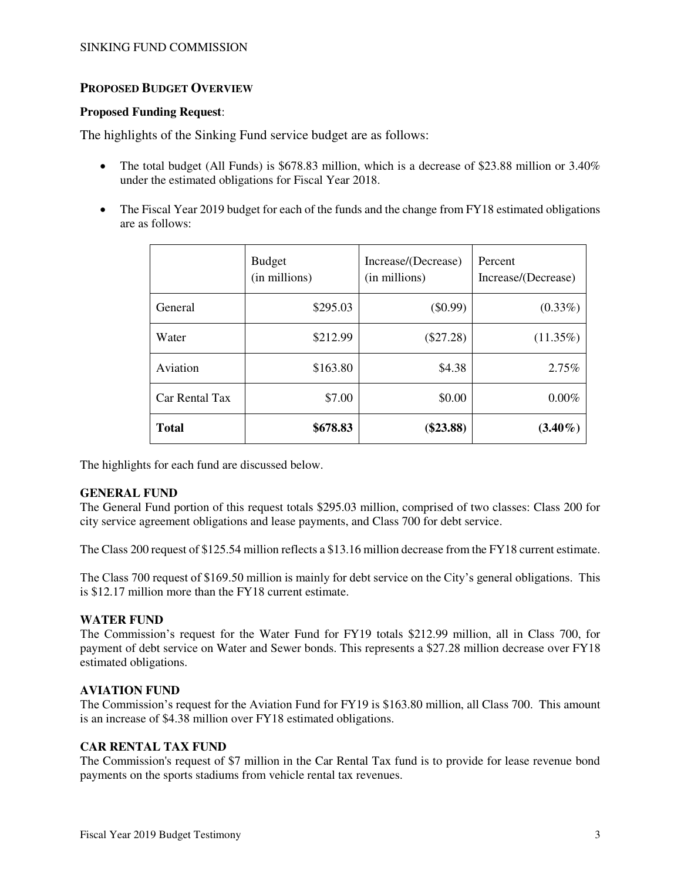## PROPOSED BUDGET OVERVIEW

**Proposed Funding Request**:

The highlights of the Sinking Fund service budget are as follows:

- The total budget (All Funds) is $678.83 million, which is a decrease of $23.88 million or 3.40% under the estimated obligations for Fiscal Year 2018.
- The Fiscal Year 2019 budget for each of the funds and the change from FY18 estimated obligations are as follows:

| | Budget (in millions) | Increase/(Decrease) (in millions) | Percent Increase/(Decrease) |
|---|---:|---:|---:|
| General | $295.03 | ($0.99) | (0.33%) |
| Water | $212.99 | ($27.28) | (11.35%) |
| Aviation | $163.80 | $4.38 | 2.75% |
| Car Rental Tax | $7.00 | $0.00 | 0.00% |
| **Total** | **$678.83** | **($23.88)** | **(3.40%)** |

The highlights for each fund are discussed below.

**GENERAL FUND**

The General Fund portion of this request totals $295.03 million, comprised of two classes: Class 200 for city service agreement obligations and lease payments, and Class 700 for debt service.

The Class 200 request of $125.54 million reflects a $13.16 million decrease from the FY18 current estimate.

The Class 700 request of $169.50 million is mainly for debt service on the City's general obligations. This is $12.17 million more than the FY18 current estimate.

**WATER FUND**

The Commission's request for the Water Fund for FY19 totals $212.99 million, all in Class 700, for payment of debt service on Water and Sewer bonds. This represents a $27.28 million decrease over FY18 estimated obligations.

**AVIATION FUND**

The Commission's request for the Aviation Fund for FY19 is $163.80 million, all Class 700. This amount is an increase of $4.38 million over FY18 estimated obligations.

**CAR RENTAL TAX FUND**

The Commission's request of $7 million in the Car Rental Tax fund is to provide for lease revenue bond payments on the sports stadiums from vehicle rental tax revenues.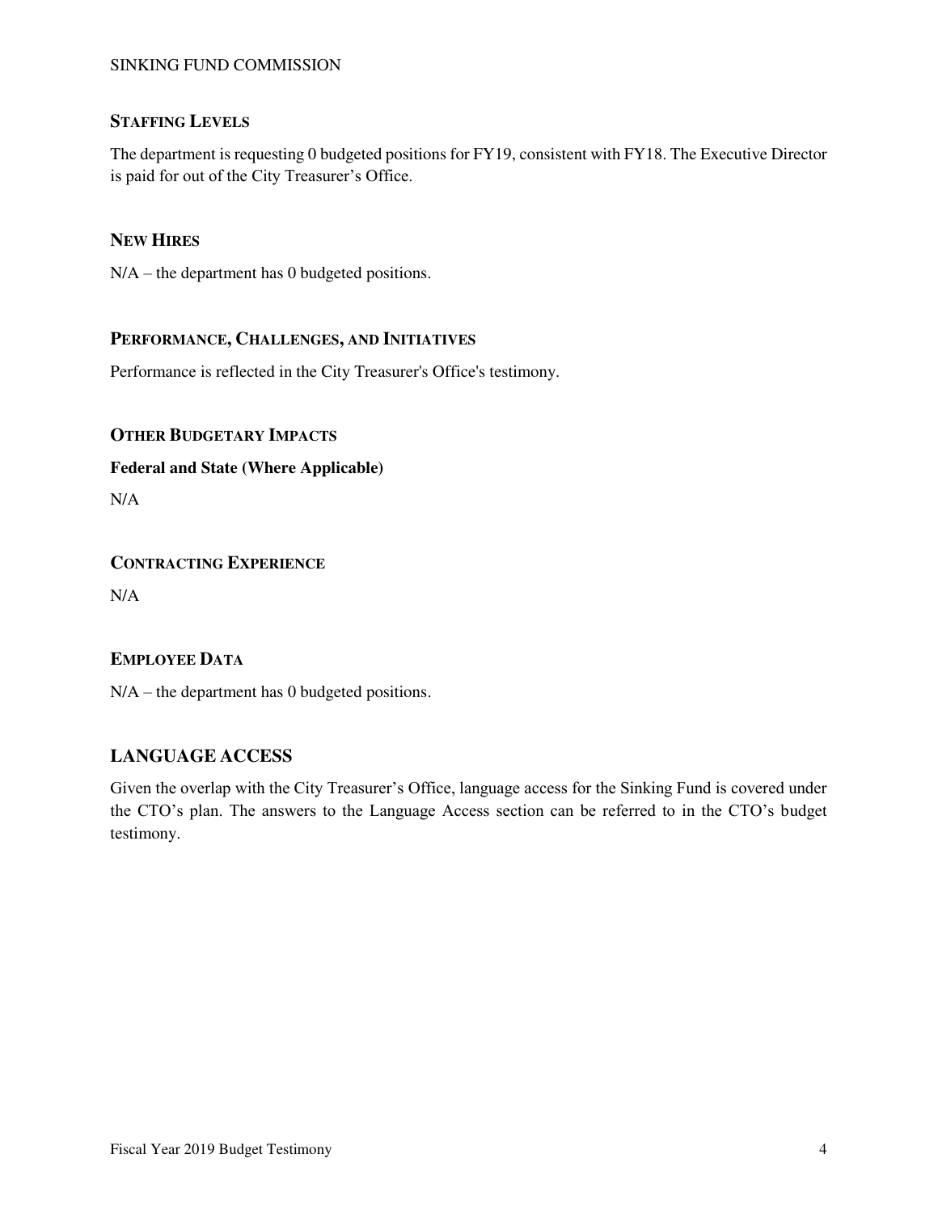## STAFFING LEVELS

The department is requesting 0 budgeted positions for FY19, consistent with FY18. The Executive Director is paid for out of the City Treasurer's Office.

## NEW HIRES

N/A – the department has 0 budgeted positions.

## PERFORMANCE, CHALLENGES, AND INITIATIVES

Performance is reflected in the City Treasurer's Office's testimony.

## OTHER BUDGETARY IMPACTS

**Federal and State (Where Applicable)**

N/A

## CONTRACTING EXPERIENCE

N/A

## EMPLOYEE DATA

N/A – the department has 0 budgeted positions.

# LANGUAGE ACCESS

Given the overlap with the City Treasurer's Office, language access for the Sinking Fund is covered under the CTO's plan. The answers to the Language Access section can be referred to in the CTO's budget testimony.